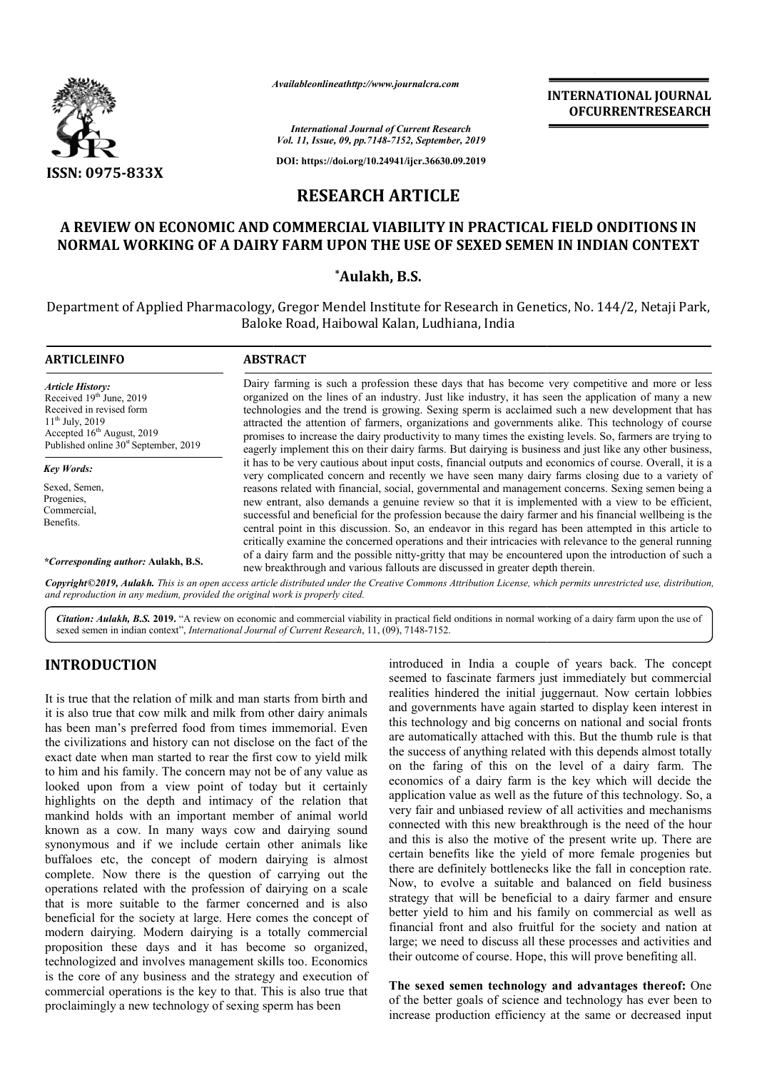# RESEARCH ARTICLE

## A REVIEW ON ECONOMIC AND COMMERCIAL VIABILITY IN PRACTICAL FIELD ONDITIONS IN NORMAL WORKING OF A DAIRY FARM UPON THE USE OF SEXED SEMEN IN INDIAN CONTEXT

**\*Aulakh, B.S.**

Department of Applied Pharmacology, Gregor Mendel Institute for Research in Genetics, No. 144/2, Netaji Park, Baloke Road, Haibowal Kalan, Ludhiana, India

**ARTICLEINFO**

*Article History:*
Received 19th June, 2019
Received in revised form 11th July, 2019
Accepted 16th August, 2019
Published online 30st September, 2019

*Key Words:*
Sexed, Semen, Progenies, Commercial, Benefits.

**\*Corresponding author: Aulakh, B.S.**

**ABSTRACT**

Dairy farming is such a profession these days that has become very competitive and more or less organized on the lines of an industry. Just like industry, it has seen the application of many a new technologies and the trend is growing. Sexing sperm is acclaimed such a new development that has attracted the attention of farmers, organizations and governments alike. This technology of course promises to increase the dairy productivity to many times the existing levels. So, farmers are trying to eagerly implement this on their dairy farms. But dairying is business and just like any other business, it has to be very cautious about input costs, financial outputs and economics of course. Overall, it is a very complicated concern and recently we have seen many dairy farms closing due to a variety of reasons related with financial, social, governmental and management concerns. Sexing semen being a new entrant, also demands a genuine review so that it is implemented with a view to be efficient, successful and beneficial for the profession because the dairy farmer and his financial wellbeing is the central point in this discussion. So, an endeavor in this regard has been attempted in this article to critically examine the concerned operations and their intricacies with relevance to the general running of a dairy farm and the possible nitty-gritty that may be encountered upon the introduction of such a new breakthrough and various fallouts are discussed in greater depth therein.

*Copyright©2019, Aulakh. This is an open access article distributed under the Creative Commons Attribution License, which permits unrestricted use, distribution, and reproduction in any medium, provided the original work is properly cited.*

*Citation: Aulakh, B.S.* **2019.** "A review on economic and commercial viability in practical field onditions in normal working of a dairy farm upon the use of sexed semen in indian context", *International Journal of Current Research*, 11, (09), 7148-7152.

## INTRODUCTION

It is true that the relation of milk and man starts from birth and it is also true that cow milk and milk from other dairy animals has been man's preferred food from times immemorial. Even the civilizations and history can not disclose on the fact of the exact date when man started to rear the first cow to yield milk to him and his family. The concern may not be of any value as looked upon from a view point of today but it certainly highlights on the depth and intimacy of the relation that mankind holds with an important member of animal world known as a cow. In many ways cow and dairying sound synonymous and if we include certain other animals like buffaloes etc, the concept of modern dairying is almost complete. Now there is the question of carrying out the operations related with the profession of dairying on a scale that is more suitable to the farmer concerned and is also beneficial for the society at large. Here comes the concept of modern dairying. Modern dairying is a totally commercial proposition these days and it has become so organized, technologized and involves management skills too. Economics is the core of any business and the strategy and execution of commercial operations is the key to that. This is also true that proclaimingly a new technology of sexing sperm has been introduced in India a couple of years back. The concept seemed to fascinate farmers just immediately but commercial realities hindered the initial juggernaut. Now certain lobbies and governments have again started to display keen interest in this technology and big concerns on national and social fronts are automatically attached with this. But the thumb rule is that the success of anything related with this depends almost totally on the faring of this on the level of a dairy farm. The economics of a dairy farm is the key which will decide the application value as well as the future of this technology. So, a very fair and unbiased review of all activities and mechanisms connected with this new breakthrough is the need of the hour and this is also the motive of the present write up. There are certain benefits like the yield of more female progenies but there are definitely bottlenecks like the fall in conception rate. Now, to evolve a suitable and balanced on field business strategy that will be beneficial to a dairy farmer and ensure better yield to him and his family on commercial as well as financial front and also fruitful for the society and nation at large; we need to discuss all these processes and activities and their outcome of course. Hope, this will prove benefiting all.

**The sexed semen technology and advantages thereof:** One of the better goals of science and technology has ever been to increase production efficiency at the same or decreased input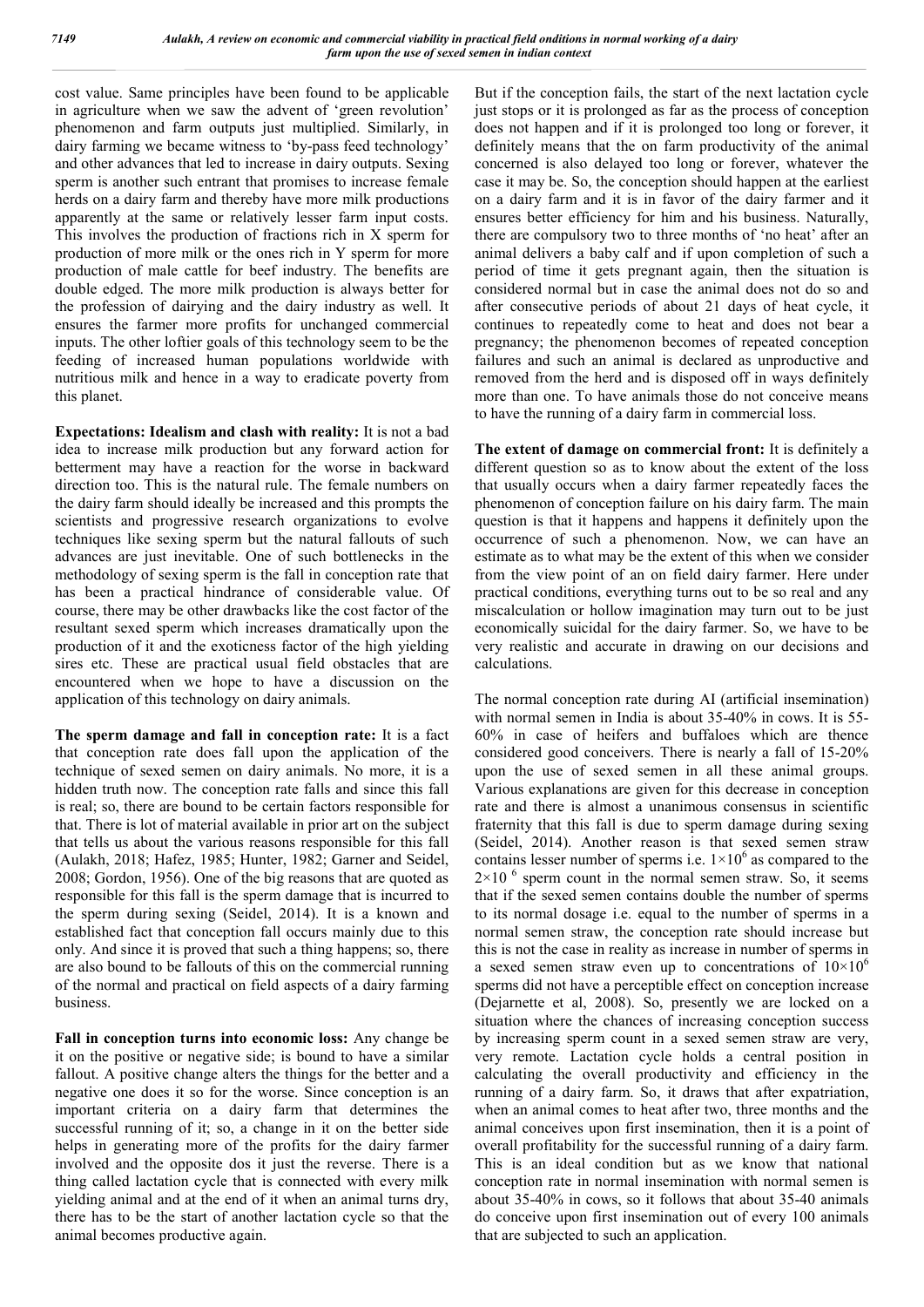cost value. Same principles have been found to be applicable in agriculture when we saw the advent of 'green revolution' phenomenon and farm outputs just multiplied. Similarly, in dairy farming we became witness to 'by-pass feed technology' and other advances that led to increase in dairy outputs. Sexing sperm is another such entrant that promises to increase female herds on a dairy farm and thereby have more milk productions apparently at the same or relatively lesser farm input costs. This involves the production of fractions rich in X sperm for production of more milk or the ones rich in Y sperm for more production of male cattle for beef industry. The benefits are double edged. The more milk production is always better for the profession of dairying and the dairy industry as well. It ensures the farmer more profits for unchanged commercial inputs. The other loftier goals of this technology seem to be the feeding of increased human populations worldwide with nutritious milk and hence in a way to eradicate poverty from this planet.

**Expectations: Idealism and clash with reality:** It is not a bad idea to increase milk production but any forward action for betterment may have a reaction for the worse in backward direction too. This is the natural rule. The female numbers on the dairy farm should ideally be increased and this prompts the scientists and progressive research organizations to evolve techniques like sexing sperm but the natural fallouts of such advances are just inevitable. One of such bottlenecks in the methodology of sexing sperm is the fall in conception rate that has been a practical hindrance of considerable value. Of course, there may be other drawbacks like the cost factor of the resultant sexed sperm which increases dramatically upon the production of it and the exoticness factor of the high yielding sires etc. These are practical usual field obstacles that are encountered when we hope to have a discussion on the application of this technology on dairy animals.

**The sperm damage and fall in conception rate:** It is a fact that conception rate does fall upon the application of the technique of sexed semen on dairy animals. No more, it is a hidden truth now. The conception rate falls and since this fall is real; so, there are bound to be certain factors responsible for that. There is lot of material available in prior art on the subject that tells us about the various reasons responsible for this fall (Aulakh, 2018; Hafez, 1985; Hunter, 1982; Garner and Seidel, 2008; Gordon, 1956). One of the big reasons that are quoted as responsible for this fall is the sperm damage that is incurred to the sperm during sexing (Seidel, 2014). It is a known and established fact that conception fall occurs mainly due to this only. And since it is proved that such a thing happens; so, there are also bound to be fallouts of this on the commercial running of the normal and practical on field aspects of a dairy farming business.

**Fall in conception turns into economic loss:** Any change be it on the positive or negative side; is bound to have a similar fallout. A positive change alters the things for the better and a negative one does it so for the worse. Since conception is an important criteria on a dairy farm that determines the successful running of it; so, a change in it on the better side helps in generating more of the profits for the dairy farmer involved and the opposite dos it just the reverse. There is a thing called lactation cycle that is connected with every milk yielding animal and at the end of it when an animal turns dry, there has to be the start of another lactation cycle so that the animal becomes productive again.

But if the conception fails, the start of the next lactation cycle just stops or it is prolonged as far as the process of conception does not happen and if it is prolonged too long or forever, it definitely means that the on farm productivity of the animal concerned is also delayed too long or forever, whatever the case it may be. So, the conception should happen at the earliest on a dairy farm and it is in favor of the dairy farmer and it ensures better efficiency for him and his business. Naturally, there are compulsory two to three months of 'no heat' after an animal delivers a baby calf and if upon completion of such a period of time it gets pregnant again, then the situation is considered normal but in case the animal does not do so and after consecutive periods of about 21 days of heat cycle, it continues to repeatedly come to heat and does not bear a pregnancy; the phenomenon becomes of repeated conception failures and such an animal is declared as unproductive and removed from the herd and is disposed off in ways definitely more than one. To have animals those do not conceive means to have the running of a dairy farm in commercial loss.

**The extent of damage on commercial front:** It is definitely a different question so as to know about the extent of the loss that usually occurs when a dairy farmer repeatedly faces the phenomenon of conception failure on his dairy farm. The main question is that it happens and happens it definitely upon the occurrence of such a phenomenon. Now, we can have an estimate as to what may be the extent of this when we consider from the view point of an on field dairy farmer. Here under practical conditions, everything turns out to be so real and any miscalculation or hollow imagination may turn out to be just economically suicidal for the dairy farmer. So, we have to be very realistic and accurate in drawing on our decisions and calculations.

The normal conception rate during AI (artificial insemination) with normal semen in India is about 35-40% in cows. It is 55-60% in case of heifers and buffaloes which are thence considered good conceivers. There is nearly a fall of 15-20% upon the use of sexed semen in all these animal groups. Various explanations are given for this decrease in conception rate and there is almost a unanimous consensus in scientific fraternity that this fall is due to sperm damage during sexing (Seidel, 2014). Another reason is that sexed semen straw contains lesser number of sperms i.e. $1\times10^6$ as compared to the $2\times10^6$ sperm count in the normal semen straw. So, it seems that if the sexed semen contains double the number of sperms to its normal dosage i.e. equal to the number of sperms in a normal semen straw, the conception rate should increase but this is not the case in reality as increase in number of sperms in a sexed semen straw even up to concentrations of $10\times10^6$ sperms did not have a perceptible effect on conception increase (Dejarnette et al, 2008). So, presently we are locked on a situation where the chances of increasing conception success by increasing sperm count in a sexed semen straw are very, very remote. Lactation cycle holds a central position in calculating the overall productivity and efficiency in the running of a dairy farm. So, it draws that after expatriation, when an animal comes to heat after two, three months and the animal conceives upon first insemination, then it is a point of overall profitability for the successful running of a dairy farm. This is an ideal condition but as we know that national conception rate in normal insemination with normal semen is about 35-40% in cows, so it follows that about 35-40 animals do conceive upon first insemination out of every 100 animals that are subjected to such an application.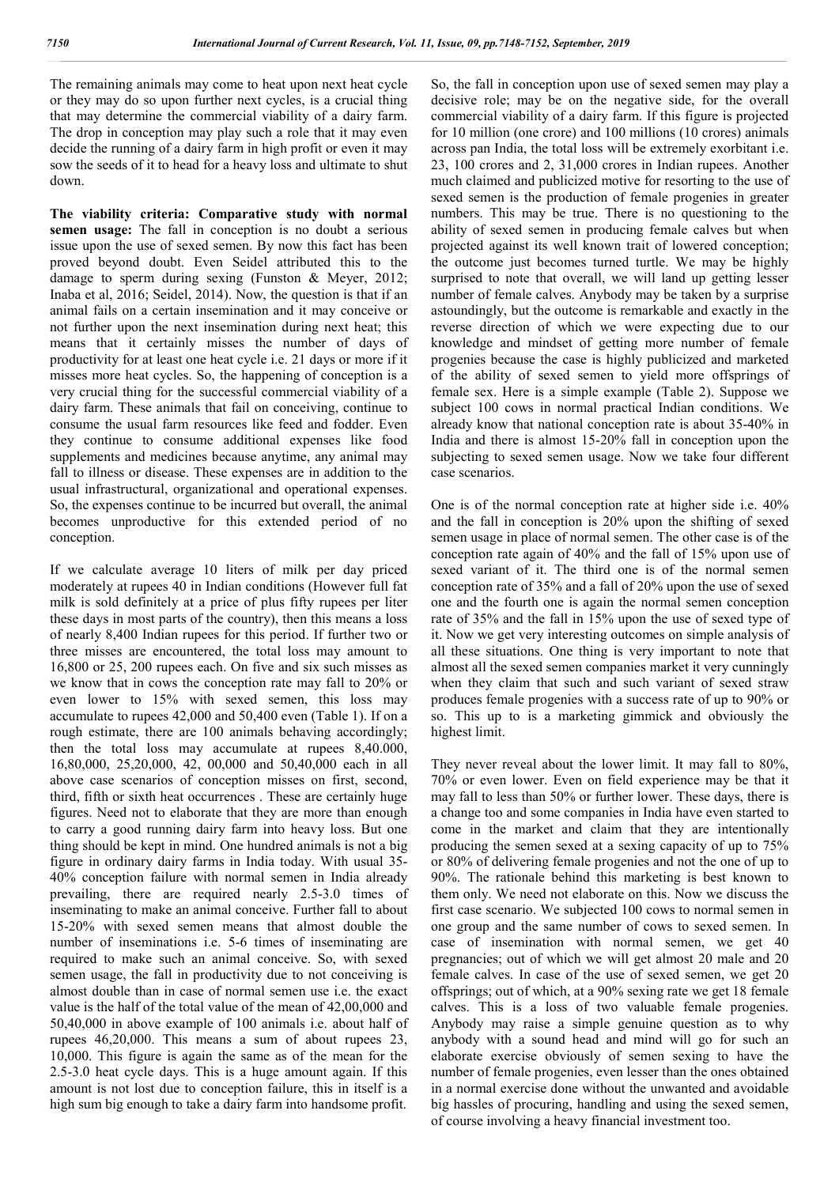The remaining animals may come to heat upon next heat cycle or they may do so upon further next cycles, is a crucial thing that may determine the commercial viability of a dairy farm. The drop in conception may play such a role that it may even decide the running of a dairy farm in high profit or even it may sow the seeds of it to head for a heavy loss and ultimate to shut down.

**The viability criteria: Comparative study with normal semen usage:** The fall in conception is no doubt a serious issue upon the use of sexed semen. By now this fact has been proved beyond doubt. Even Seidel attributed this to the damage to sperm during sexing (Funston & Meyer, 2012; Inaba et al, 2016; Seidel, 2014). Now, the question is that if an animal fails on a certain insemination and it may conceive or not further upon the next insemination during next heat; this means that it certainly misses the number of days of productivity for at least one heat cycle i.e. 21 days or more if it misses more heat cycles. So, the happening of conception is a very crucial thing for the successful commercial viability of a dairy farm. These animals that fail on conceiving, continue to consume the usual farm resources like feed and fodder. Even they continue to consume additional expenses like food supplements and medicines because anytime, any animal may fall to illness or disease. These expenses are in addition to the usual infrastructural, organizational and operational expenses. So, the expenses continue to be incurred but overall, the animal becomes unproductive for this extended period of no conception.

If we calculate average 10 liters of milk per day priced moderately at rupees 40 in Indian conditions (However full fat milk is sold definitely at a price of plus fifty rupees per liter these days in most parts of the country), then this means a loss of nearly 8,400 Indian rupees for this period. If further two or three misses are encountered, the total loss may amount to 16,800 or 25, 200 rupees each. On five and six such misses as we know that in cows the conception rate may fall to 20% or even lower to 15% with sexed semen, this loss may accumulate to rupees 42,000 and 50,400 even (Table 1). If on a rough estimate, there are 100 animals behaving accordingly; then the total loss may accumulate at rupees 8,40.000, 16,80,000, 25,20,000, 42, 00,000 and 50,40,000 each in all above case scenarios of conception misses on first, second, third, fifth or sixth heat occurrences . These are certainly huge figures. Need not to elaborate that they are more than enough to carry a good running dairy farm into heavy loss. But one thing should be kept in mind. One hundred animals is not a big figure in ordinary dairy farms in India today. With usual 35-40% conception failure with normal semen in India already prevailing, there are required nearly 2.5-3.0 times of inseminating to make an animal conceive. Further fall to about 15-20% with sexed semen means that almost double the number of inseminations i.e. 5-6 times of inseminating are required to make such an animal conceive. So, with sexed semen usage, the fall in productivity due to not conceiving is almost double than in case of normal semen use i.e. the exact value is the half of the total value of the mean of 42,00,000 and 50,40,000 in above example of 100 animals i.e. about half of rupees 46,20,000. This means a sum of about rupees 23, 10,000. This figure is again the same as of the mean for the 2.5-3.0 heat cycle days. This is a huge amount again. If this amount is not lost due to conception failure, this in itself is a high sum big enough to take a dairy farm into handsome profit.

So, the fall in conception upon use of sexed semen may play a decisive role; may be on the negative side, for the overall commercial viability of a dairy farm. If this figure is projected for 10 million (one crore) and 100 millions (10 crores) animals across pan India, the total loss will be extremely exorbitant i.e. 23, 100 crores and 2, 31,000 crores in Indian rupees. Another much claimed and publicized motive for resorting to the use of sexed semen is the production of female progenies in greater numbers. This may be true. There is no questioning to the ability of sexed semen in producing female calves but when projected against its well known trait of lowered conception; the outcome just becomes turned turtle. We may be highly surprised to note that overall, we will land up getting lesser number of female calves. Anybody may be taken by a surprise astoundingly, but the outcome is remarkable and exactly in the reverse direction of which we were expecting due to our knowledge and mindset of getting more number of female progenies because the case is highly publicized and marketed of the ability of sexed semen to yield more offsprings of female sex. Here is a simple example (Table 2). Suppose we subject 100 cows in normal practical Indian conditions. We already know that national conception rate is about 35-40% in India and there is almost 15-20% fall in conception upon the subjecting to sexed semen usage. Now we take four different case scenarios.

One is of the normal conception rate at higher side i.e. 40% and the fall in conception is 20% upon the shifting of sexed semen usage in place of normal semen. The other case is of the conception rate again of 40% and the fall of 15% upon use of sexed variant of it. The third one is of the normal semen conception rate of 35% and a fall of 20% upon the use of sexed one and the fourth one is again the normal semen conception rate of 35% and the fall in 15% upon the use of sexed type of it. Now we get very interesting outcomes on simple analysis of all these situations. One thing is very important to note that almost all the sexed semen companies market it very cunningly when they claim that such and such variant of sexed straw produces female progenies with a success rate of up to 90% or so. This up to is a marketing gimmick and obviously the highest limit.

They never reveal about the lower limit. It may fall to 80%, 70% or even lower. Even on field experience may be that it may fall to less than 50% or further lower. These days, there is a change too and some companies in India have even started to come in the market and claim that they are intentionally producing the semen sexed at a sexing capacity of up to 75% or 80% of delivering female progenies and not the one of up to 90%. The rationale behind this marketing is best known to them only. We need not elaborate on this. Now we discuss the first case scenario. We subjected 100 cows to normal semen in one group and the same number of cows to sexed semen. In case of insemination with normal semen, we get 40 pregnancies; out of which we will get almost 20 male and 20 female calves. In case of the use of sexed semen, we get 20 offsprings; out of which, at a 90% sexing rate we get 18 female calves. This is a loss of two valuable female progenies. Anybody may raise a simple genuine question as to why anybody with a sound head and mind will go for such an elaborate exercise obviously of semen sexing to have the number of female progenies, even lesser than the ones obtained in a normal exercise done without the unwanted and avoidable big hassles of procuring, handling and using the sexed semen, of course involving a heavy financial investment too.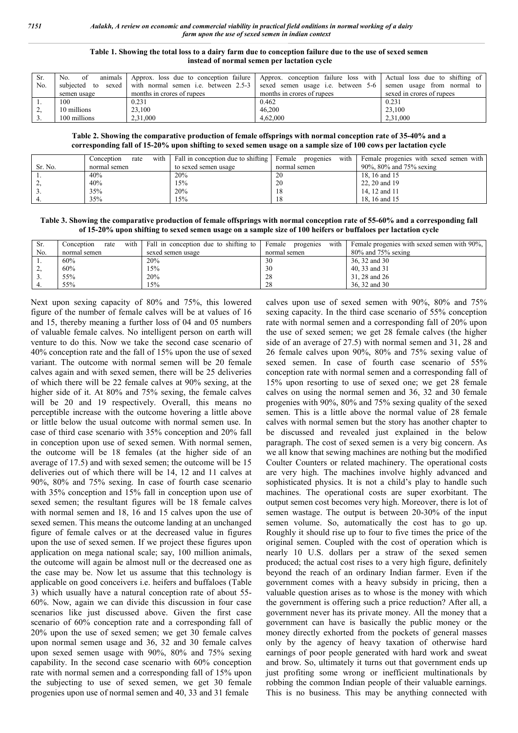**Table 1. Showing the total loss to a dairy farm due to conception failure due to the use of sexed semen instead of normal semen per lactation cycle**

| Sr. No. | No. of animals subjected to sexed semen usage | Approx. loss due to conception failure with normal semen i.e. between 2.5-3 months in crores of rupees | Approx. conception failure loss with sexed semen usage i.e. between 5-6 months in crores of rupees | Actual loss due to shifting of semen usage from normal to sexed in crores of rupees |
|---|---|---|---|---|
| 1. | 100 | 0.231 | 0.462 | 0.231 |
| 2, | 10 millions | 23,100 | 46,200 | 23,100 |
| 3. | 100 millions | 2,31,000 | 4,62,000 | 2,31,000 |

**Table 2. Showing the comparative production of female offsprings with normal conception rate of 35-40% and a corresponding fall of 15-20% upon shifting to sexed semen usage on a sample size of 100 cows per lactation cycle**

| Sr. No. | Conception rate with normal semen | Fall in conception due to shifting to sexed semen usage | Female progenies with normal semen | Female progenies with sexed semen with 90%, 80% and 75% sexing |
|---|---|---|---|---|
| 1. | 40% | 20% | 20 | 18, 16 and 15 |
| 2, | 40% | 15% | 20 | 22, 20 and 19 |
| 3. | 35% | 20% | 18 | 14, 12 and 11 |
| 4. | 35% | 15% | 18 | 18, 16 and 15 |

**Table 3. Showing the comparative production of female offsprings with normal conception rate of 55-60% and a corresponding fall of 15-20% upon shifting to sexed semen usage on a sample size of 100 heifers or buffaloes per lactation cycle**

| Sr. No. | Conception rate with normal semen | Fall in conception due to shifting to sexed semen usage | Female progenies with normal semen | Female progenies with sexed semen with 90%, 80% and 75% sexing |
|---|---|---|---|---|
| 1. | 60% | 20% | 30 | 36, 32 and 30 |
| 2, | 60% | 15% | 30 | 40, 33 and 31 |
| 3. | 55% | 20% | 28 | 31, 28 and 26 |
| 4. | 55% | 15% | 28 | 36, 32 and 30 |

Next upon sexing capacity of 80% and 75%, this lowered figure of the number of female calves will be at values of 16 and 15, thereby meaning a further loss of 04 and 05 numbers of valuable female calves. No intelligent person on earth will venture to do this. Now we take the second case scenario of 40% conception rate and the fall of 15% upon the use of sexed variant. The outcome with normal semen will be 20 female calves again and with sexed semen, there will be 25 deliveries of which there will be 22 female calves at 90% sexing, at the higher side of it. At 80% and 75% sexing, the female calves will be 20 and 19 respectively. Overall, this means no perceptible increase with the outcome hovering a little above or little below the usual outcome with normal semen use. In case of third case scenario with 35% conception and 20% fall in conception upon use of sexed semen. With normal semen, the outcome will be 18 females (at the higher side of an average of 17.5) and with sexed semen; the outcome will be 15 deliveries out of which there will be 14, 12 and 11 calves at 90%, 80% and 75% sexing. In case of fourth case scenario with 35% conception and 15% fall in conception upon use of sexed semen; the resultant figures will be 18 female calves with normal semen and 18, 16 and 15 calves upon the use of sexed semen. This means the outcome landing at an unchanged figure of female calves or at the decreased value in figures upon the use of sexed semen. If we project these figures upon application on mega national scale; say, 100 million animals, the outcome will again be almost null or the decreased one as the case may be. Now let us assume that this technology is applicable on good conceivers i.e. heifers and buffaloes (Table 3) which usually have a natural conception rate of about 55-60%. Now, again we can divide this discussion in four case scenarios like just discussed above. Given the first case scenario of 60% conception rate and a corresponding fall of 20% upon the use of sexed semen; we get 30 female calves upon normal semen usage and 36, 32 and 30 female calves upon sexed semen usage with 90%, 80% and 75% sexing capability. In the second case scenario with 60% conception rate with normal semen and a corresponding fall of 15% upon the subjecting to use of sexed semen, we get 30 female progenies upon use of normal semen and 40, 33 and 31 female calves upon use of sexed semen with 90%, 80% and 75% sexing capacity. In the third case scenario of 55% conception rate with normal semen and a corresponding fall of 20% upon the use of sexed semen; we get 28 female calves (the higher side of an average of 27.5) with normal semen and 31, 28 and 26 female calves upon 90%, 80% and 75% sexing value of sexed semen. In case of fourth case scenario of 55% conception rate with normal semen and a corresponding fall of 15% upon resorting to use of sexed one; we get 28 female calves on using the normal semen and 36, 32 and 30 female progenies with 90%, 80% and 75% sexing quality of the sexed semen. This is a little above the normal value of 28 female calves with normal semen but the story has another chapter to be discussed and revealed just explained in the below paragraph. The cost of sexed semen is a very big concern. As we all know that sewing machines are nothing but the modified Coulter Counters or related machinery. The operational costs are very high. The machines involve highly advanced and sophisticated physics. It is not a child's play to handle such machines. The operational costs are super exorbitant. The output semen cost becomes very high. Moreover, there is lot of semen wastage. The output is between 20-30% of the input semen volume. So, automatically the cost has to go up. Roughly it should rise up to four to five times the price of the original semen. Coupled with the cost of operation which is nearly 10 U.S. dollars per a straw of the sexed semen produced; the actual cost rises to a very high figure, definitely beyond the reach of an ordinary Indian farmer. Even if the government comes with a heavy subsidy in pricing, then a valuable question arises as to whose is the money with which the government is offering such a price reduction? After all, a government never has its private money. All the money that a government can have is basically the public money or the money directly exhorted from the pockets of general masses only by the agency of heavy taxation of otherwise hard earnings of poor people generated with hard work and sweat and brow. So, ultimately it turns out that government ends up just profiting some wrong or inefficient multinationals by robbing the common Indian people of their valuable earnings. This is no business. This may be anything connected with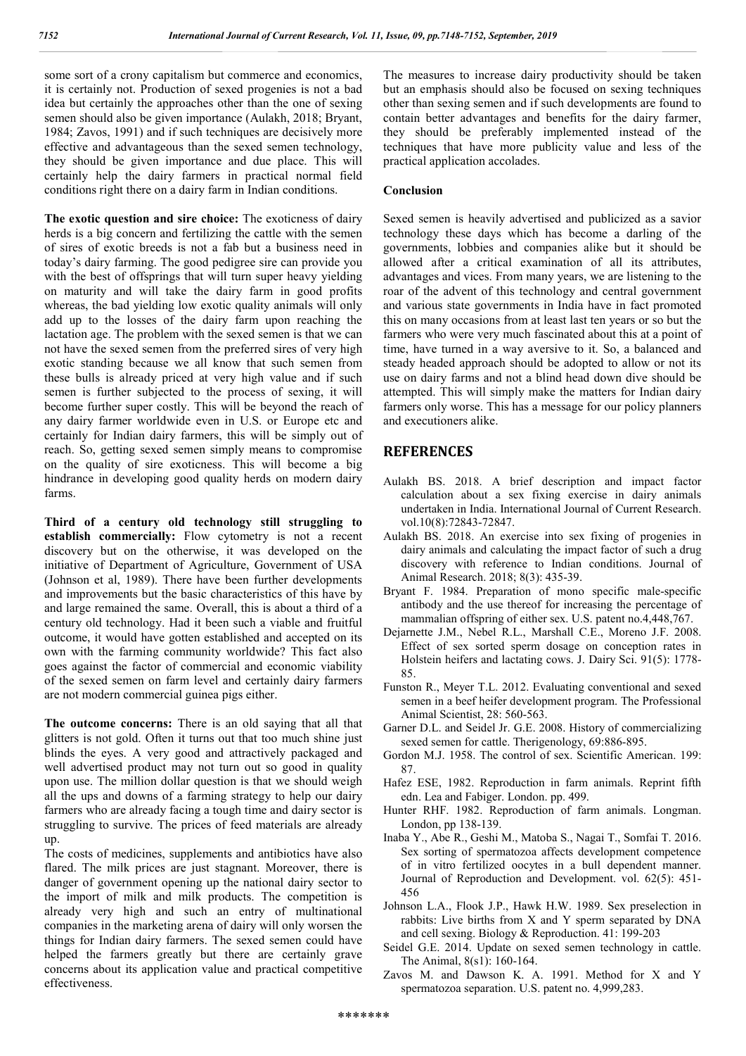some sort of a crony capitalism but commerce and economics, it is certainly not. Production of sexed progenies is not a bad idea but certainly the approaches other than the one of sexing semen should also be given importance (Aulakh, 2018; Bryant, 1984; Zavos, 1991) and if such techniques are decisively more effective and advantageous than the sexed semen technology, they should be given importance and due place. This will certainly help the dairy farmers in practical normal field conditions right there on a dairy farm in Indian conditions.

**The exotic question and sire choice:** The exoticness of dairy herds is a big concern and fertilizing the cattle with the semen of sires of exotic breeds is not a fab but a business need in today's dairy farming. The good pedigree sire can provide you with the best of offsprings that will turn super heavy yielding on maturity and will take the dairy farm in good profits whereas, the bad yielding low exotic quality animals will only add up to the losses of the dairy farm upon reaching the lactation age. The problem with the sexed semen is that we can not have the sexed semen from the preferred sires of very high exotic standing because we all know that such semen from these bulls is already priced at very high value and if such semen is further subjected to the process of sexing, it will become further super costly. This will be beyond the reach of any dairy farmer worldwide even in U.S. or Europe etc and certainly for Indian dairy farmers, this will be simply out of reach. So, getting sexed semen simply means to compromise on the quality of sire exoticness. This will become a big hindrance in developing good quality herds on modern dairy farms.

**Third of a century old technology still struggling to establish commercially:** Flow cytometry is not a recent discovery but on the otherwise, it was developed on the initiative of Department of Agriculture, Government of USA (Johnson et al, 1989). There have been further developments and improvements but the basic characteristics of this have by and large remained the same. Overall, this is about a third of a century old technology. Had it been such a viable and fruitful outcome, it would have gotten established and accepted on its own with the farming community worldwide? This fact also goes against the factor of commercial and economic viability of the sexed semen on farm level and certainly dairy farmers are not modern commercial guinea pigs either.

**The outcome concerns:** There is an old saying that all that glitters is not gold. Often it turns out that too much shine just blinds the eyes. A very good and attractively packaged and well advertised product may not turn out so good in quality upon use. The million dollar question is that we should weigh all the ups and downs of a farming strategy to help our dairy farmers who are already facing a tough time and dairy sector is struggling to survive. The prices of feed materials are already up.

The costs of medicines, supplements and antibiotics have also flared. The milk prices are just stagnant. Moreover, there is danger of government opening up the national dairy sector to the import of milk and milk products. The competition is already very high and such an entry of multinational companies in the marketing arena of dairy will only worsen the things for Indian dairy farmers. The sexed semen could have helped the farmers greatly but there are certainly grave concerns about its application value and practical competitive effectiveness.

The measures to increase dairy productivity should be taken but an emphasis should also be focused on sexing techniques other than sexing semen and if such developments are found to contain better advantages and benefits for the dairy farmer, they should be preferably implemented instead of the techniques that have more publicity value and less of the practical application accolades.

## Conclusion

Sexed semen is heavily advertised and publicized as a savior technology these days which has become a darling of the governments, lobbies and companies alike but it should be allowed after a critical examination of all its attributes, advantages and vices. From many years, we are listening to the roar of the advent of this technology and central government and various state governments in India have in fact promoted this on many occasions from at least last ten years or so but the farmers who were very much fascinated about this at a point of time, have turned in a way aversive to it. So, a balanced and steady headed approach should be adopted to allow or not its use on dairy farms and not a blind head down dive should be attempted. This will simply make the matters for Indian dairy farmers only worse. This has a message for our policy planners and executioners alike.

## REFERENCES

Aulakh BS. 2018. A brief description and impact factor calculation about a sex fixing exercise in dairy animals undertaken in India. International Journal of Current Research. vol.10(8):72843-72847.

Aulakh BS. 2018. An exercise into sex fixing of progenies in dairy animals and calculating the impact factor of such a drug discovery with reference to Indian conditions. Journal of Animal Research. 2018; 8(3): 435-39.

Bryant F. 1984. Preparation of mono specific male-specific antibody and the use thereof for increasing the percentage of mammalian offspring of either sex. U.S. patent no.4,448,767.

Dejarnette J.M., Nebel R.L., Marshall C.E., Moreno J.F. 2008. Effect of sex sorted sperm dosage on conception rates in Holstein heifers and lactating cows. J. Dairy Sci. 91(5): 1778-85.

Funston R., Meyer T.L. 2012. Evaluating conventional and sexed semen in a beef heifer development program. The Professional Animal Scientist, 28: 560-563.

Garner D.L. and Seidel Jr. G.E. 2008. History of commercializing sexed semen for cattle. Therigenology, 69:886-895.

Gordon M.J. 1958. The control of sex. Scientific American. 199: 87.

Hafez ESE, 1982. Reproduction in farm animals. Reprint fifth edn. Lea and Fabiger. London. pp. 499.

Hunter RHF. 1982. Reproduction of farm animals. Longman. London, pp 138-139.

Inaba Y., Abe R., Geshi M., Matoba S., Nagai T., Somfai T. 2016. Sex sorting of spermatozoa affects development competence of in vitro fertilized oocytes in a bull dependent manner. Journal of Reproduction and Development. vol. 62(5): 451-456

Johnson L.A., Flook J.P., Hawk H.W. 1989. Sex preselection in rabbits: Live births from X and Y sperm separated by DNA and cell sexing. Biology & Reproduction. 41: 199-203

Seidel G.E. 2014. Update on sexed semen technology in cattle. The Animal, 8(s1): 160-164.

Zavos M. and Dawson K. A. 1991. Method for X and Y spermatozoa separation. U.S. patent no. 4,999,283.

*******